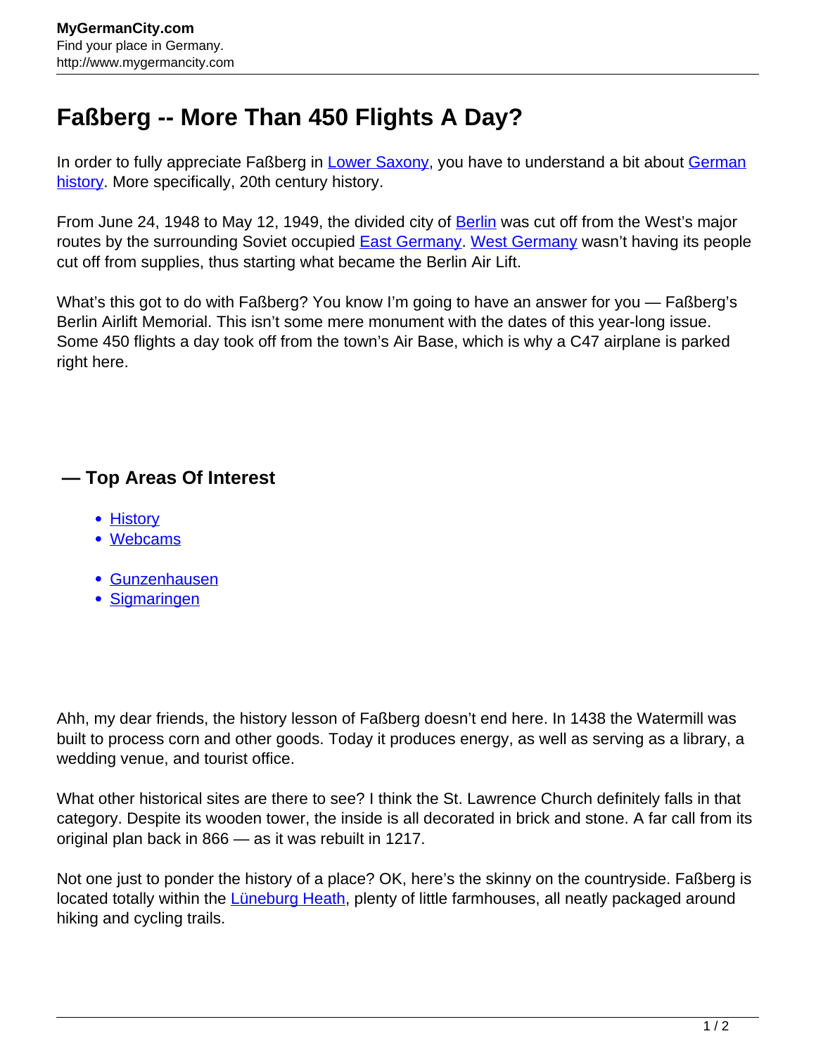# Faßberg -- More Than 450 Flights A Day?

In order to fully appreciate Faßberg in Lower Saxony, you have to understand a bit about German history. More specifically, 20th century history.

From June 24, 1948 to May 12, 1949, the divided city of Berlin was cut off from the West's major routes by the surrounding Soviet occupied East Germany. West Germany wasn't having its people cut off from supplies, thus starting what became the Berlin Air Lift.

What's this got to do with Faßberg? You know I'm going to have an answer for you — Faßberg's Berlin Airlift Memorial. This isn't some mere monument with the dates of this year-long issue. Some 450 flights a day took off from the town's Air Base, which is why a C47 airplane is parked right here.

## — Top Areas Of Interest

- History
- Webcams

- Gunzenhausen
- Sigmaringen

Ahh, my dear friends, the history lesson of Faßberg doesn't end here. In 1438 the Watermill was built to process corn and other goods. Today it produces energy, as well as serving as a library, a wedding venue, and tourist office.

What other historical sites are there to see? I think the St. Lawrence Church definitely falls in that category. Despite its wooden tower, the inside is all decorated in brick and stone. A far call from its original plan back in 866 — as it was rebuilt in 1217.

Not one just to ponder the history of a place? OK, here's the skinny on the countryside. Faßberg is located totally within the Lüneburg Heath, plenty of little farmhouses, all neatly packaged around hiking and cycling trails.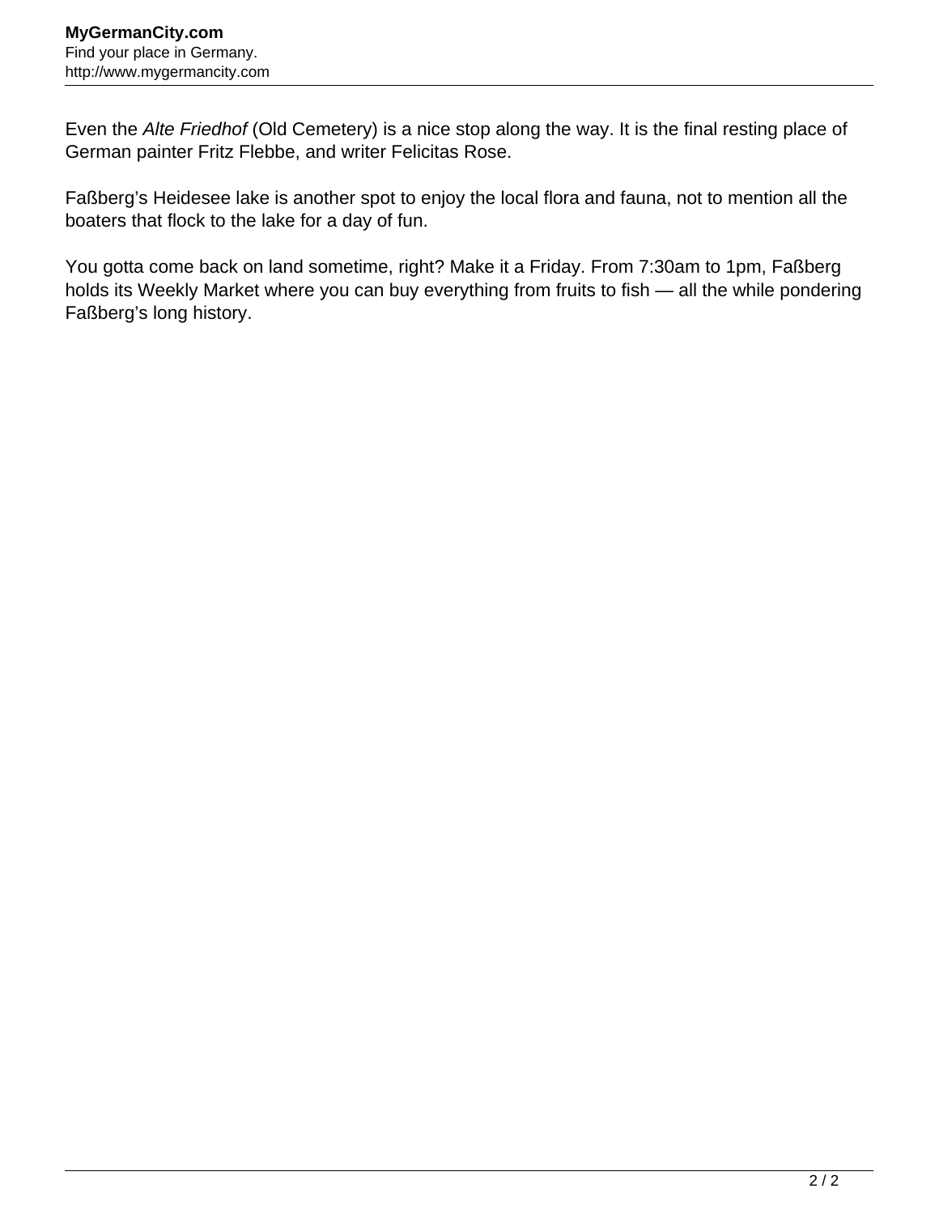Even the *Alte Friedhof* (Old Cemetery) is a nice stop along the way. It is the final resting place of German painter Fritz Flebbe, and writer Felicitas Rose.

Faßberg's Heidesee lake is another spot to enjoy the local flora and fauna, not to mention all the boaters that flock to the lake for a day of fun.

You gotta come back on land sometime, right? Make it a Friday. From 7:30am to 1pm, Faßberg holds its Weekly Market where you can buy everything from fruits to fish — all the while pondering Faßberg's long history.